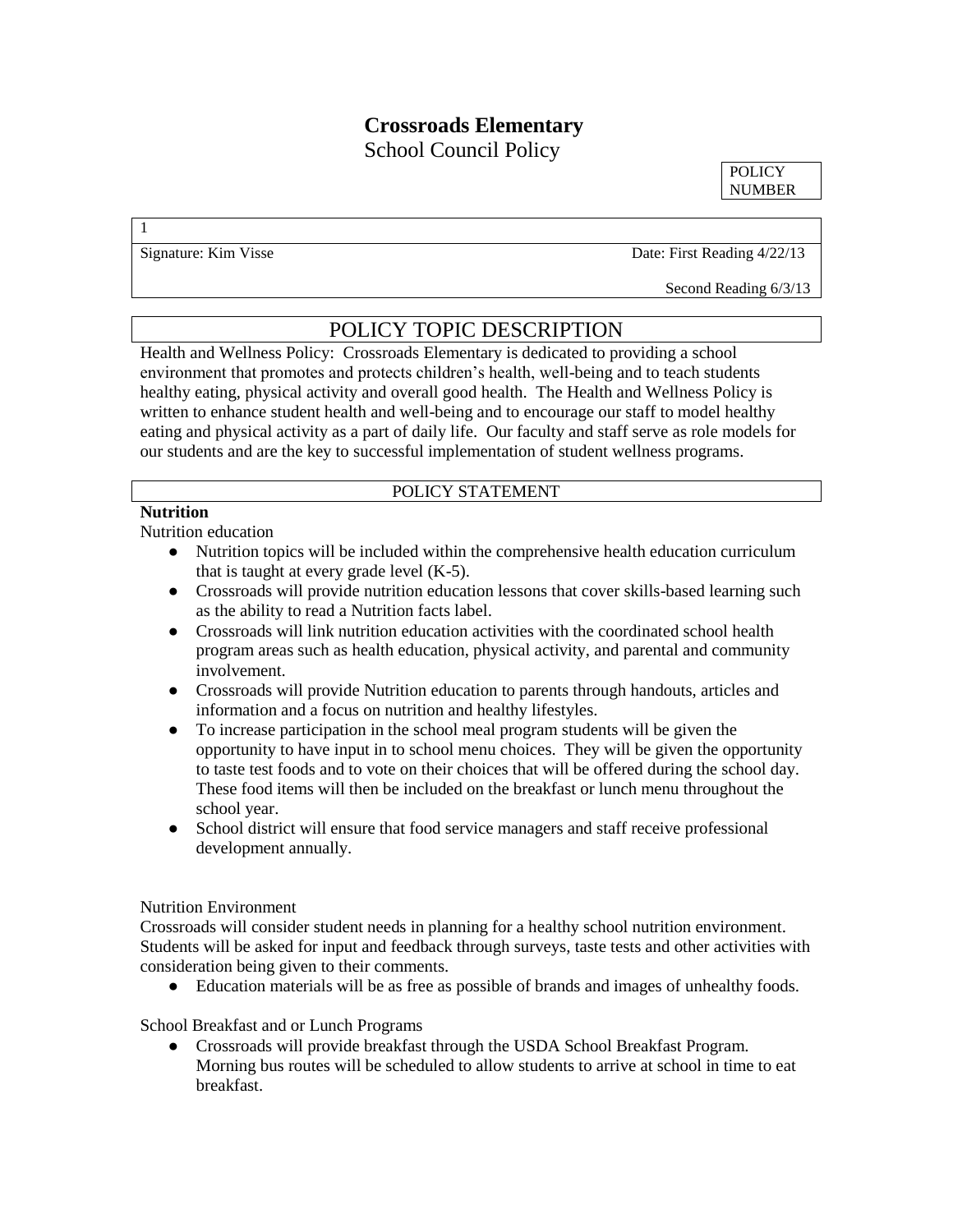# Crossroads Elementary

School Council Policy

| POLICY NUMBER |
|---|

| 1 | |
|---|---|
| Signature: Kim Visse | Date: First Reading 4/22/13 |
| | Second Reading 6/3/13 |

## POLICY TOPIC DESCRIPTION

Health and Wellness Policy: Crossroads Elementary is dedicated to providing a school environment that promotes and protects children's health, well-being and to teach students healthy eating, physical activity and overall good health. The Health and Wellness Policy is written to enhance student health and well-being and to encourage our staff to model healthy eating and physical activity as a part of daily life. Our faculty and staff serve as role models for our students and are the key to successful implementation of student wellness programs.

## POLICY STATEMENT

**Nutrition**

Nutrition education

- Nutrition topics will be included within the comprehensive health education curriculum that is taught at every grade level (K-5).
- Crossroads will provide nutrition education lessons that cover skills-based learning such as the ability to read a Nutrition facts label.
- Crossroads will link nutrition education activities with the coordinated school health program areas such as health education, physical activity, and parental and community involvement.
- Crossroads will provide Nutrition education to parents through handouts, articles and information and a focus on nutrition and healthy lifestyles.
- To increase participation in the school meal program students will be given the opportunity to have input in to school menu choices. They will be given the opportunity to taste test foods and to vote on their choices that will be offered during the school day. These food items will then be included on the breakfast or lunch menu throughout the school year.
- School district will ensure that food service managers and staff receive professional development annually.

Nutrition Environment

Crossroads will consider student needs in planning for a healthy school nutrition environment. Students will be asked for input and feedback through surveys, taste tests and other activities with consideration being given to their comments.

- Education materials will be as free as possible of brands and images of unhealthy foods.

School Breakfast and or Lunch Programs

- Crossroads will provide breakfast through the USDA School Breakfast Program. Morning bus routes will be scheduled to allow students to arrive at school in time to eat breakfast.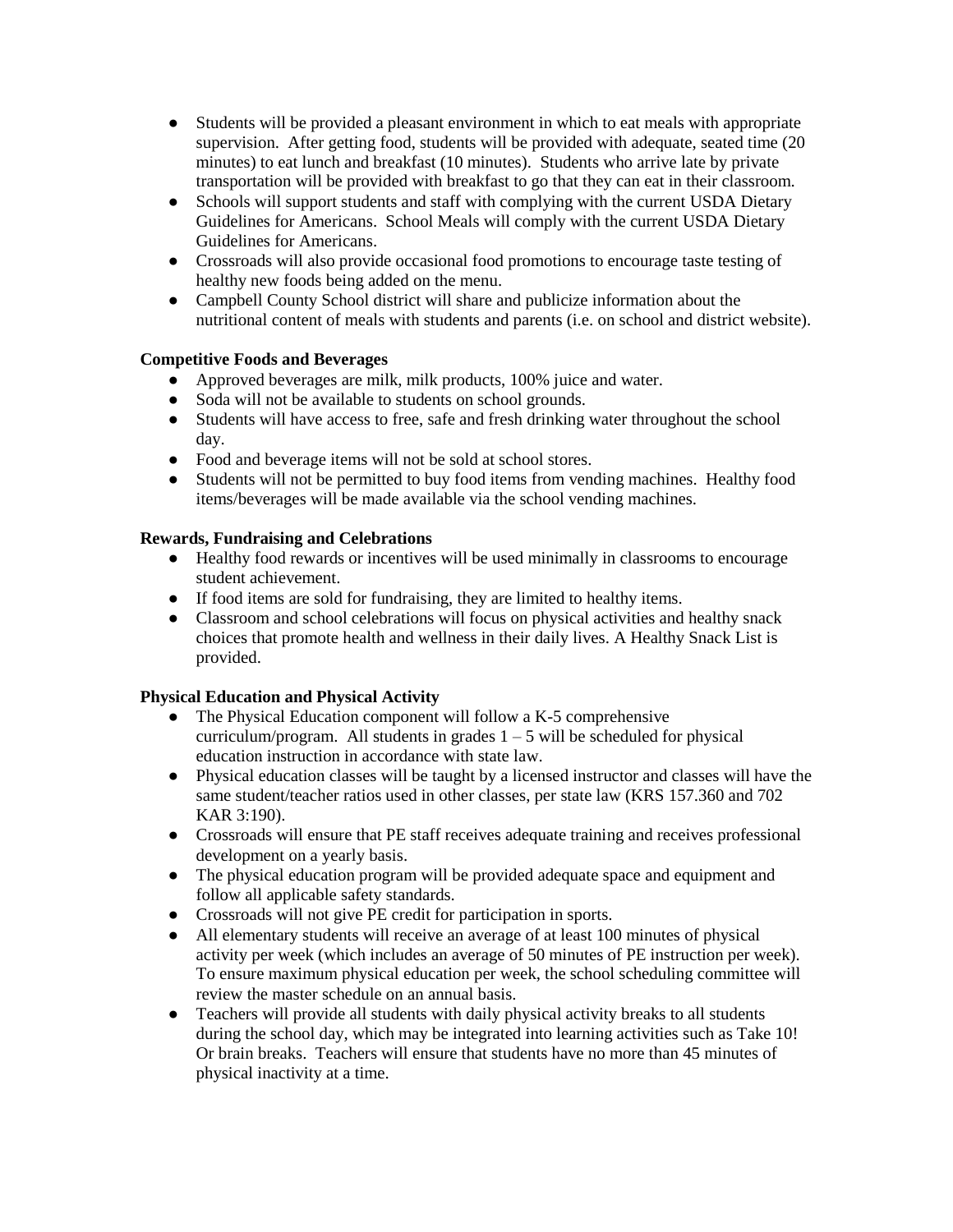- Students will be provided a pleasant environment in which to eat meals with appropriate supervision. After getting food, students will be provided with adequate, seated time (20 minutes) to eat lunch and breakfast (10 minutes). Students who arrive late by private transportation will be provided with breakfast to go that they can eat in their classroom.
- Schools will support students and staff with complying with the current USDA Dietary Guidelines for Americans. School Meals will comply with the current USDA Dietary Guidelines for Americans.
- Crossroads will also provide occasional food promotions to encourage taste testing of healthy new foods being added on the menu.
- Campbell County School district will share and publicize information about the nutritional content of meals with students and parents (i.e. on school and district website).

**Competitive Foods and Beverages**

- Approved beverages are milk, milk products, 100% juice and water.
- Soda will not be available to students on school grounds.
- Students will have access to free, safe and fresh drinking water throughout the school day.
- Food and beverage items will not be sold at school stores.
- Students will not be permitted to buy food items from vending machines. Healthy food items/beverages will be made available via the school vending machines.

**Rewards, Fundraising and Celebrations**

- Healthy food rewards or incentives will be used minimally in classrooms to encourage student achievement.
- If food items are sold for fundraising, they are limited to healthy items.
- Classroom and school celebrations will focus on physical activities and healthy snack choices that promote health and wellness in their daily lives. A Healthy Snack List is provided.

**Physical Education and Physical Activity**

- The Physical Education component will follow a K-5 comprehensive curriculum/program. All students in grades 1 – 5 will be scheduled for physical education instruction in accordance with state law.
- Physical education classes will be taught by a licensed instructor and classes will have the same student/teacher ratios used in other classes, per state law (KRS 157.360 and 702 KAR 3:190).
- Crossroads will ensure that PE staff receives adequate training and receives professional development on a yearly basis.
- The physical education program will be provided adequate space and equipment and follow all applicable safety standards.
- Crossroads will not give PE credit for participation in sports.
- All elementary students will receive an average of at least 100 minutes of physical activity per week (which includes an average of 50 minutes of PE instruction per week). To ensure maximum physical education per week, the school scheduling committee will review the master schedule on an annual basis.
- Teachers will provide all students with daily physical activity breaks to all students during the school day, which may be integrated into learning activities such as Take 10! Or brain breaks. Teachers will ensure that students have no more than 45 minutes of physical inactivity at a time.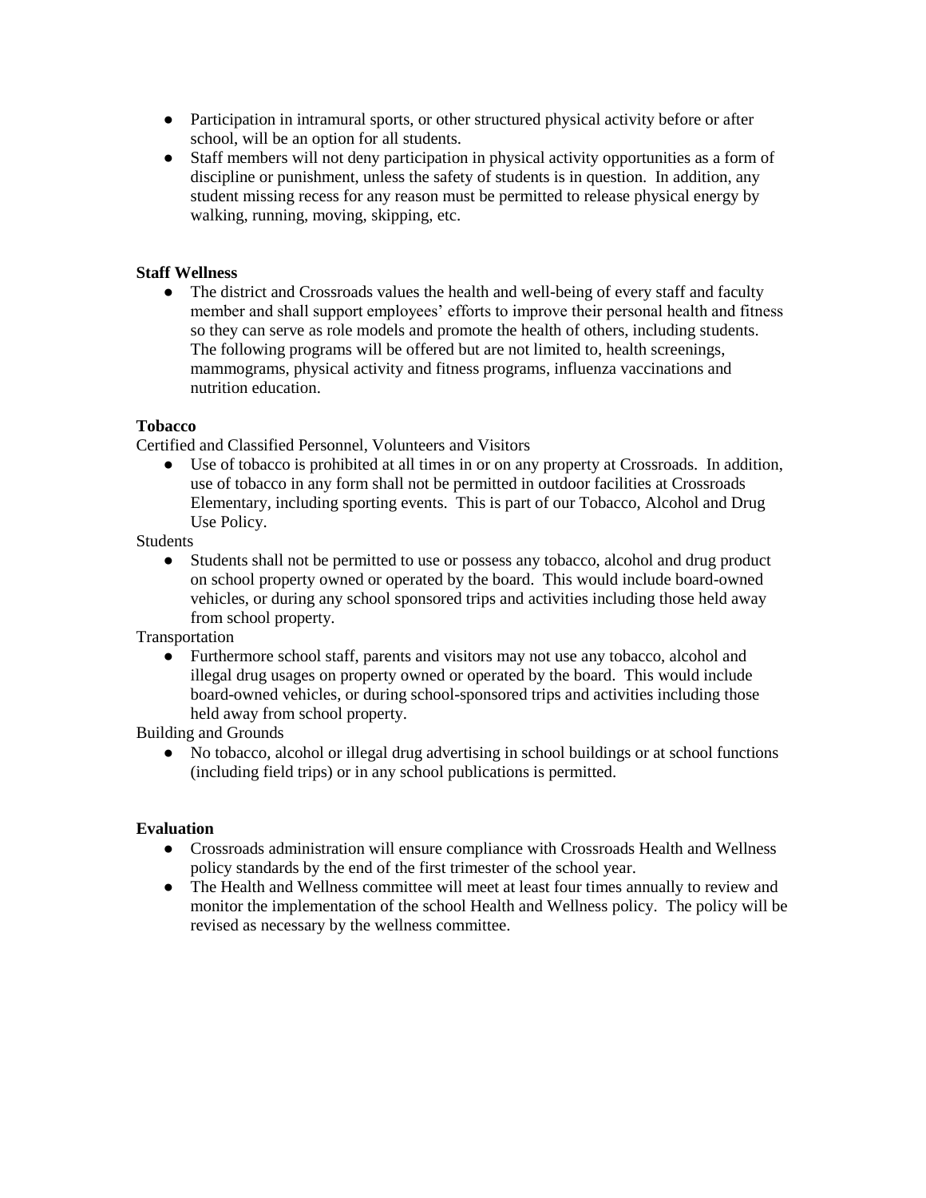- Participation in intramural sports, or other structured physical activity before or after school, will be an option for all students.
- Staff members will not deny participation in physical activity opportunities as a form of discipline or punishment, unless the safety of students is in question. In addition, any student missing recess for any reason must be permitted to release physical energy by walking, running, moving, skipping, etc.

**Staff Wellness**

- The district and Crossroads values the health and well-being of every staff and faculty member and shall support employees' efforts to improve their personal health and fitness so they can serve as role models and promote the health of others, including students. The following programs will be offered but are not limited to, health screenings, mammograms, physical activity and fitness programs, influenza vaccinations and nutrition education.

**Tobacco**

Certified and Classified Personnel, Volunteers and Visitors

- Use of tobacco is prohibited at all times in or on any property at Crossroads. In addition, use of tobacco in any form shall not be permitted in outdoor facilities at Crossroads Elementary, including sporting events. This is part of our Tobacco, Alcohol and Drug Use Policy.

Students

- Students shall not be permitted to use or possess any tobacco, alcohol and drug product on school property owned or operated by the board. This would include board-owned vehicles, or during any school sponsored trips and activities including those held away from school property.

Transportation

- Furthermore school staff, parents and visitors may not use any tobacco, alcohol and illegal drug usages on property owned or operated by the board. This would include board-owned vehicles, or during school-sponsored trips and activities including those held away from school property.

Building and Grounds

- No tobacco, alcohol or illegal drug advertising in school buildings or at school functions (including field trips) or in any school publications is permitted.

**Evaluation**

- Crossroads administration will ensure compliance with Crossroads Health and Wellness policy standards by the end of the first trimester of the school year.
- The Health and Wellness committee will meet at least four times annually to review and monitor the implementation of the school Health and Wellness policy. The policy will be revised as necessary by the wellness committee.